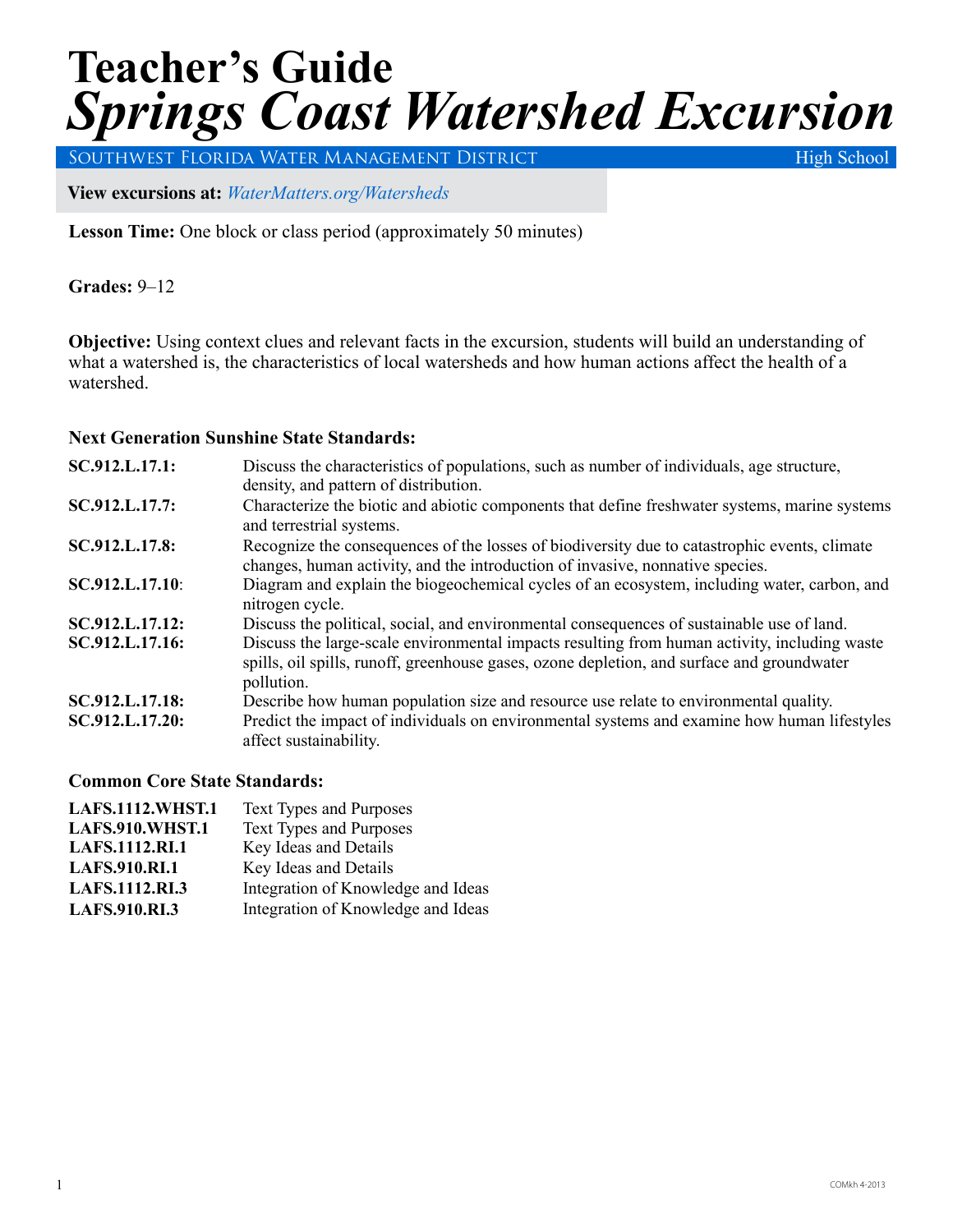# Teacher's Guide
# *Springs Coast Watershed Excursion*

Southwest Florida Water Management District — High School

**View excursions at:** *WaterMatters.org/Watersheds*

**Lesson Time:** One block or class period (approximately 50 minutes)

**Grades:** 9–12

**Objective:** Using context clues and relevant facts in the excursion, students will build an understanding of what a watershed is, the characteristics of local watersheds and how human actions affect the health of a watershed.

### Next Generation Sunshine State Standards:

| | |
|---|---|
| **SC.912.L.17.1:** | Discuss the characteristics of populations, such as number of individuals, age structure, density, and pattern of distribution. |
| **SC.912.L.17.7:** | Characterize the biotic and abiotic components that define freshwater systems, marine systems and terrestrial systems. |
| **SC.912.L.17.8:** | Recognize the consequences of the losses of biodiversity due to catastrophic events, climate changes, human activity, and the introduction of invasive, nonnative species. |
| **SC.912.L.17.10**: | Diagram and explain the biogeochemical cycles of an ecosystem, including water, carbon, and nitrogen cycle. |
| **SC.912.L.17.12:** | Discuss the political, social, and environmental consequences of sustainable use of land. |
| **SC.912.L.17.16:** | Discuss the large-scale environmental impacts resulting from human activity, including waste spills, oil spills, runoff, greenhouse gases, ozone depletion, and surface and groundwater pollution. |
| **SC.912.L.17.18:** | Describe how human population size and resource use relate to environmental quality. |
| **SC.912.L.17.20:** | Predict the impact of individuals on environmental systems and examine how human lifestyles affect sustainability. |

### Common Core State Standards:

| | |
|---|---|
| **LAFS.1112.WHST.1** | Text Types and Purposes |
| **LAFS.910.WHST.1** | Text Types and Purposes |
| **LAFS.1112.RI.1** | Key Ideas and Details |
| **LAFS.910.RI.1** | Key Ideas and Details |
| **LAFS.1112.RI.3** | Integration of Knowledge and Ideas |
| **LAFS.910.RI.3** | Integration of Knowledge and Ideas |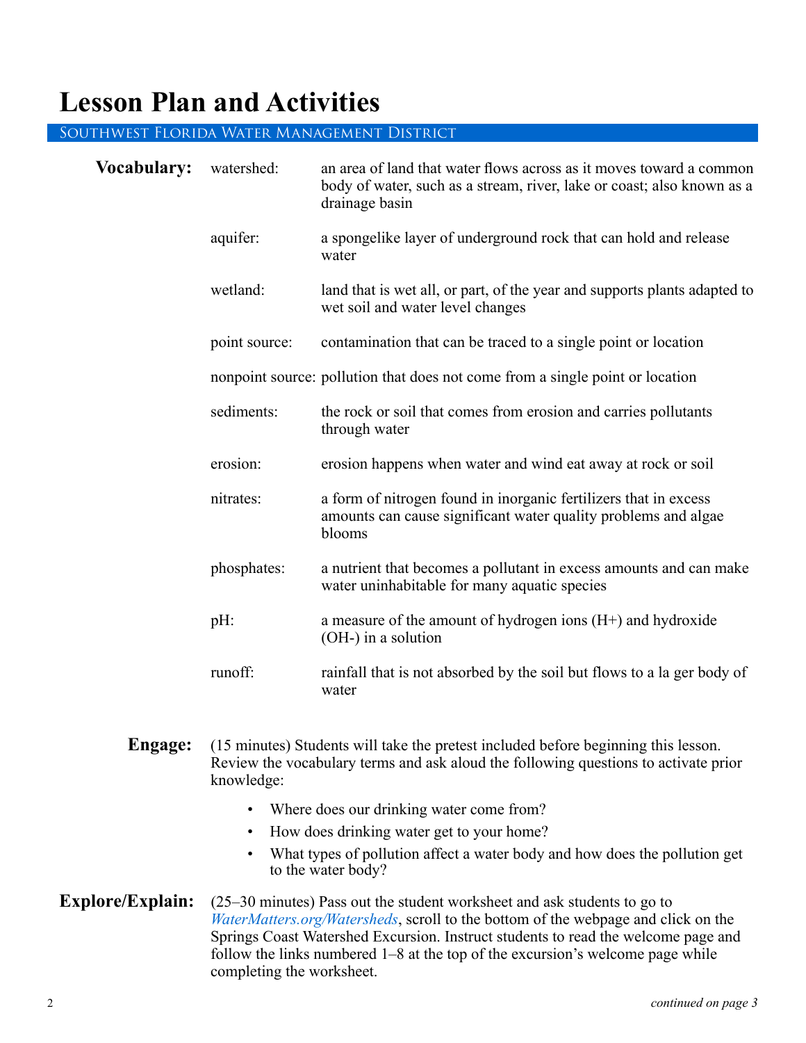# Lesson Plan and Activities

## Southwest Florida Water Management District

**Vocabulary:**

- watershed: an area of land that water flows across as it moves toward a common body of water, such as a stream, river, lake or coast; also known as a drainage basin
- aquifer: a spongelike layer of underground rock that can hold and release water
- wetland: land that is wet all, or part, of the year and supports plants adapted to wet soil and water level changes
- point source: contamination that can be traced to a single point or location
- nonpoint source: pollution that does not come from a single point or location
- sediments: the rock or soil that comes from erosion and carries pollutants through water
- erosion: erosion happens when water and wind eat away at rock or soil
- nitrates: a form of nitrogen found in inorganic fertilizers that in excess amounts can cause significant water quality problems and algae blooms
- phosphates: a nutrient that becomes a pollutant in excess amounts and can make water uninhabitable for many aquatic species
- pH: a measure of the amount of hydrogen ions ($H^+$) and hydroxide ($OH^-$) in a solution
- runoff: rainfall that is not absorbed by the soil but flows to a la ger body of water

**Engage:** (15 minutes) Students will take the pretest included before beginning this lesson. Review the vocabulary terms and ask aloud the following questions to activate prior knowledge:

- Where does our drinking water come from?
- How does drinking water get to your home?
- What types of pollution affect a water body and how does the pollution get to the water body?

**Explore/Explain:** (25–30 minutes) Pass out the student worksheet and ask students to go to *WaterMatters.org/Watersheds*, scroll to the bottom of the webpage and click on the Springs Coast Watershed Excursion. Instruct students to read the welcome page and follow the links numbered 1–8 at the top of the excursion's welcome page while completing the worksheet.

*continued on page 3*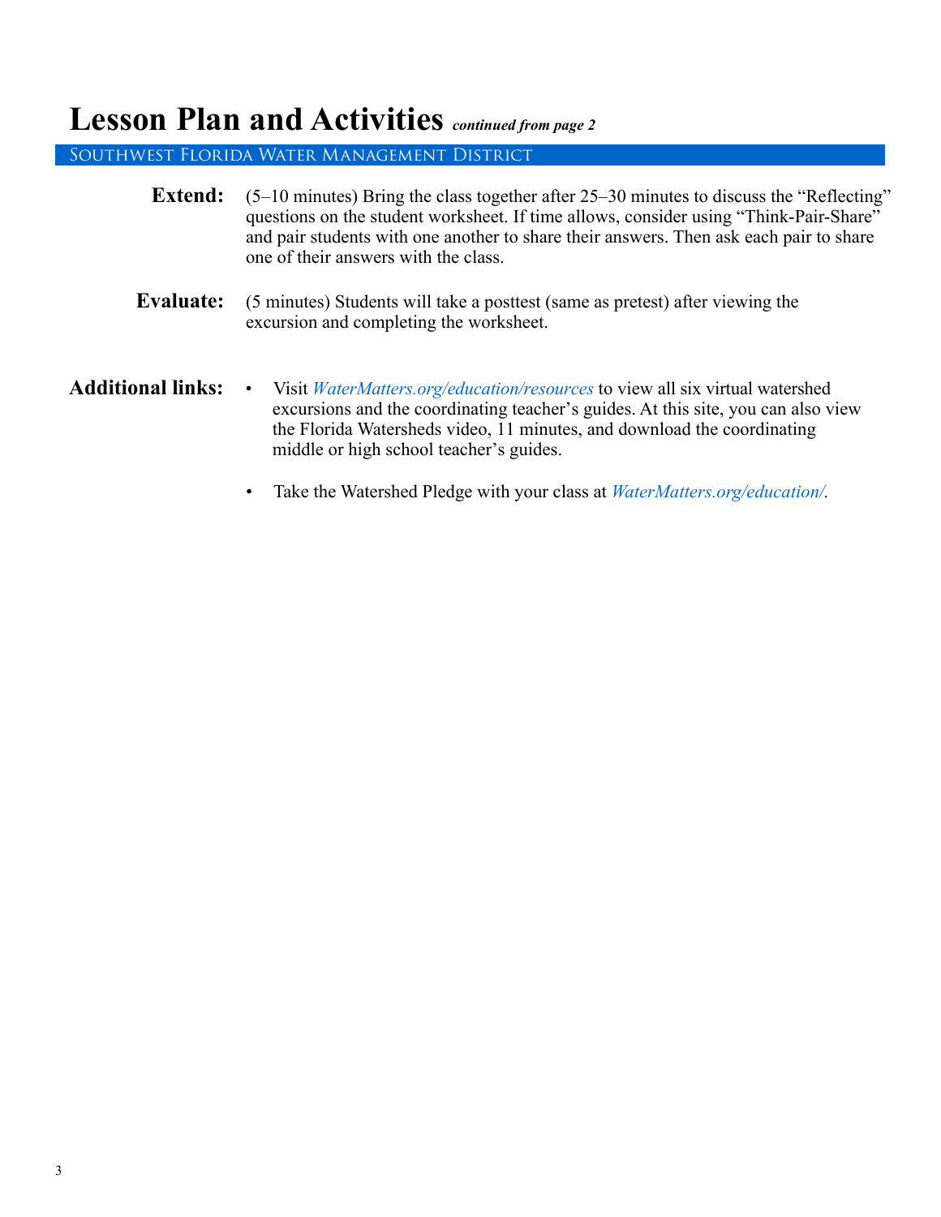# Lesson Plan and Activities *continued from page 2*

## Southwest Florida Water Management District

**Extend:** (5–10 minutes) Bring the class together after 25–30 minutes to discuss the "Reflecting" questions on the student worksheet. If time allows, consider using "Think-Pair-Share" and pair students with one another to share their answers. Then ask each pair to share one of their answers with the class.

**Evaluate:** (5 minutes) Students will take a posttest (same as pretest) after viewing the excursion and completing the worksheet.

**Additional links:**

- Visit *WaterMatters.org/education/resources* to view all six virtual watershed excursions and the coordinating teacher's guides. At this site, you can also view the Florida Watersheds video, 11 minutes, and download the coordinating middle or high school teacher's guides.
- Take the Watershed Pledge with your class at *WaterMatters.org/education/*.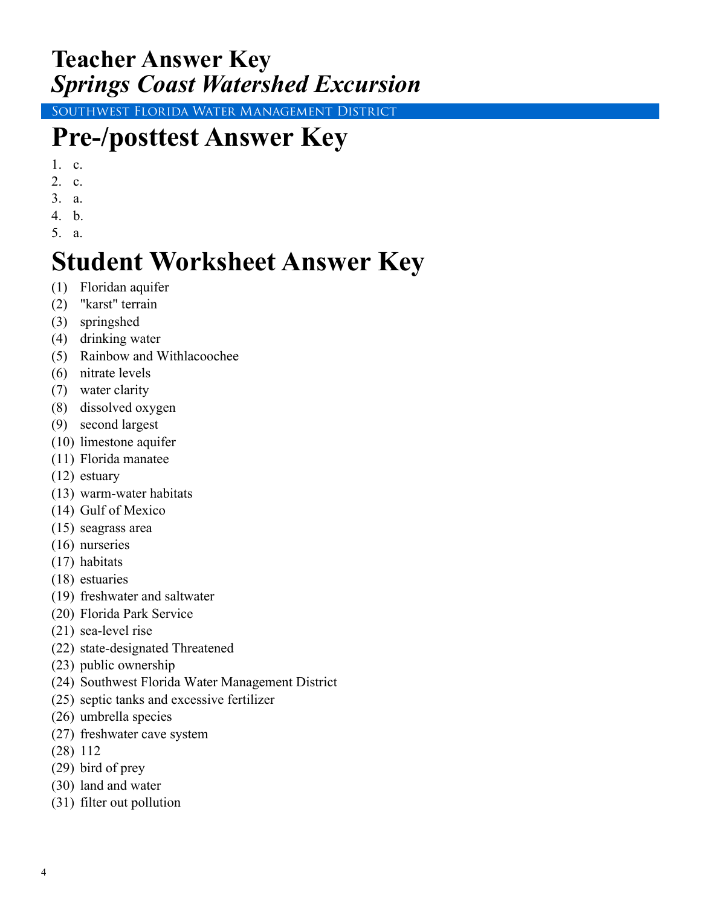# Teacher Answer Key
# *Springs Coast Watershed Excursion*

Southwest Florida Water Management District

# Pre-/posttest Answer Key

1. c.
2. c.
3. a.
4. b.
5. a.

# Student Worksheet Answer Key

(1) Floridan aquifer
(2) "karst" terrain
(3) springshed
(4) drinking water
(5) Rainbow and Withlacoochee
(6) nitrate levels
(7) water clarity
(8) dissolved oxygen
(9) second largest
(10) limestone aquifer
(11) Florida manatee
(12) estuary
(13) warm-water habitats
(14) Gulf of Mexico
(15) seagrass area
(16) nurseries
(17) habitats
(18) estuaries
(19) freshwater and saltwater
(20) Florida Park Service
(21) sea-level rise
(22) state-designated Threatened
(23) public ownership
(24) Southwest Florida Water Management District
(25) septic tanks and excessive fertilizer
(26) umbrella species
(27) freshwater cave system
(28) 112
(29) bird of prey
(30) land and water
(31) filter out pollution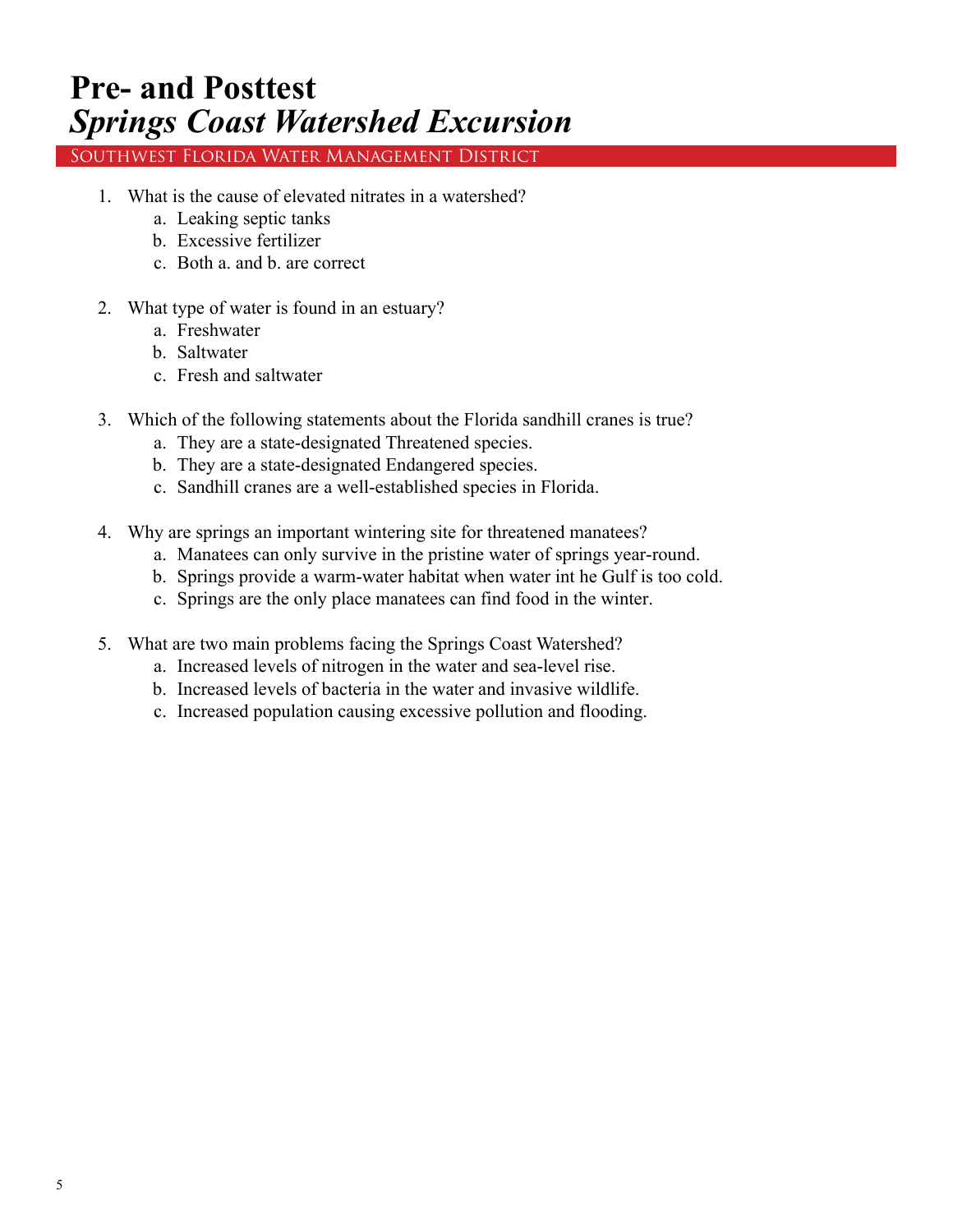# Pre- and Posttest
# *Springs Coast Watershed Excursion*

Southwest Florida Water Management District

1. What is the cause of elevated nitrates in a watershed?
    a. Leaking septic tanks
    b. Excessive fertilizer
    c. Both a. and b. are correct

2. What type of water is found in an estuary?
    a. Freshwater
    b. Saltwater
    c. Fresh and saltwater

3. Which of the following statements about the Florida sandhill cranes is true?
    a. They are a state-designated Threatened species.
    b. They are a state-designated Endangered species.
    c. Sandhill cranes are a well-established species in Florida.

4. Why are springs an important wintering site for threatened manatees?
    a. Manatees can only survive in the pristine water of springs year-round.
    b. Springs provide a warm-water habitat when water int he Gulf is too cold.
    c. Springs are the only place manatees can find food in the winter.

5. What are two main problems facing the Springs Coast Watershed?
    a. Increased levels of nitrogen in the water and sea-level rise.
    b. Increased levels of bacteria in the water and invasive wildlife.
    c. Increased population causing excessive pollution and flooding.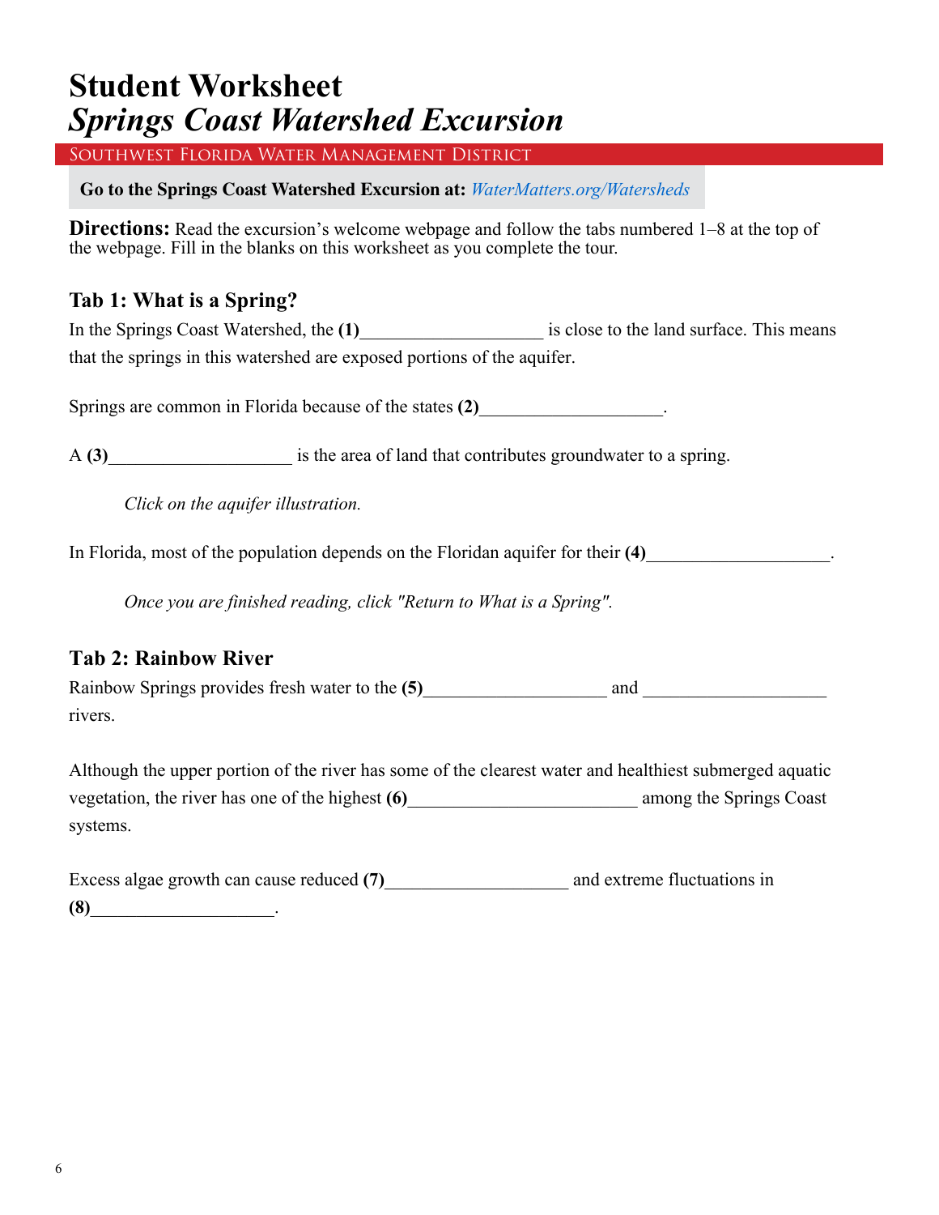# Student Worksheet
## *Springs Coast Watershed Excursion*

SOUTHWEST FLORIDA WATER MANAGEMENT DISTRICT

**Go to the Springs Coast Watershed Excursion at:** *WaterMatters.org/Watersheds*

**Directions:** Read the excursion's welcome webpage and follow the tabs numbered 1–8 at the top of the webpage. Fill in the blanks on this worksheet as you complete the tour.

### Tab 1: What is a Spring?

In the Springs Coast Watershed, the **(1)**____________________ is close to the land surface. This means that the springs in this watershed are exposed portions of the aquifer.

Springs are common in Florida because of the states **(2)**____________________.

A **(3)**____________________ is the area of land that contributes groundwater to a spring.

*Click on the aquifer illustration.*

In Florida, most of the population depends on the Floridan aquifer for their **(4)**____________________.

*Once you are finished reading, click "Return to What is a Spring".*

### Tab 2: Rainbow River

Rainbow Springs provides fresh water to the **(5)**____________________ and ____________________ rivers.

Although the upper portion of the river has some of the clearest water and healthiest submerged aquatic vegetation, the river has one of the highest **(6)**_________________________ among the Springs Coast systems.

Excess algae growth can cause reduced **(7)**____________________ and extreme fluctuations in **(8)**____________________.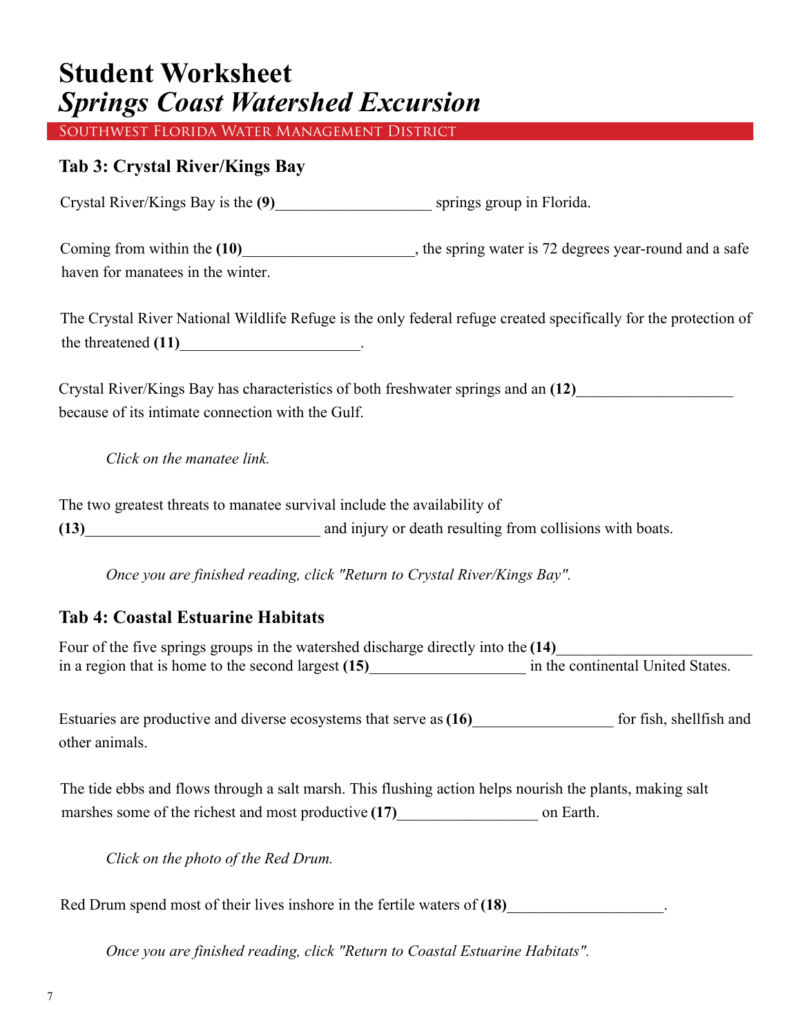# Student Worksheet
# *Springs Coast Watershed Excursion*

Southwest Florida Water Management District

### Tab 3: Crystal River/Kings Bay

Crystal River/Kings Bay is the **(9)**____________________ springs group in Florida.

Coming from within the **(10)**______________________, the spring water is 72 degrees year-round and a safe haven for manatees in the winter.

The Crystal River National Wildlife Refuge is the only federal refuge created specifically for the protection of the threatened **(11)**_______________________.

Crystal River/Kings Bay has characteristics of both freshwater springs and an **(12)**____________________ because of its intimate connection with the Gulf.

*Click on the manatee link.*

The two greatest threats to manatee survival include the availability of **(13)**______________________________ and injury or death resulting from collisions with boats.

*Once you are finished reading, click "Return to Crystal River/Kings Bay".*

### Tab 4: Coastal Estuarine Habitats

Four of the five springs groups in the watershed discharge directly into the **(14)**_________________________ in a region that is home to the second largest **(15)**____________________ in the continental United States.

Estuaries are productive and diverse ecosystems that serve as **(16)**__________________ for fish, shellfish and other animals.

The tide ebbs and flows through a salt marsh. This flushing action helps nourish the plants, making salt marshes some of the richest and most productive **(17)**__________________ on Earth.

*Click on the photo of the Red Drum.*

Red Drum spend most of their lives inshore in the fertile waters of **(18)**____________________.

*Once you are finished reading, click "Return to Coastal Estuarine Habitats".*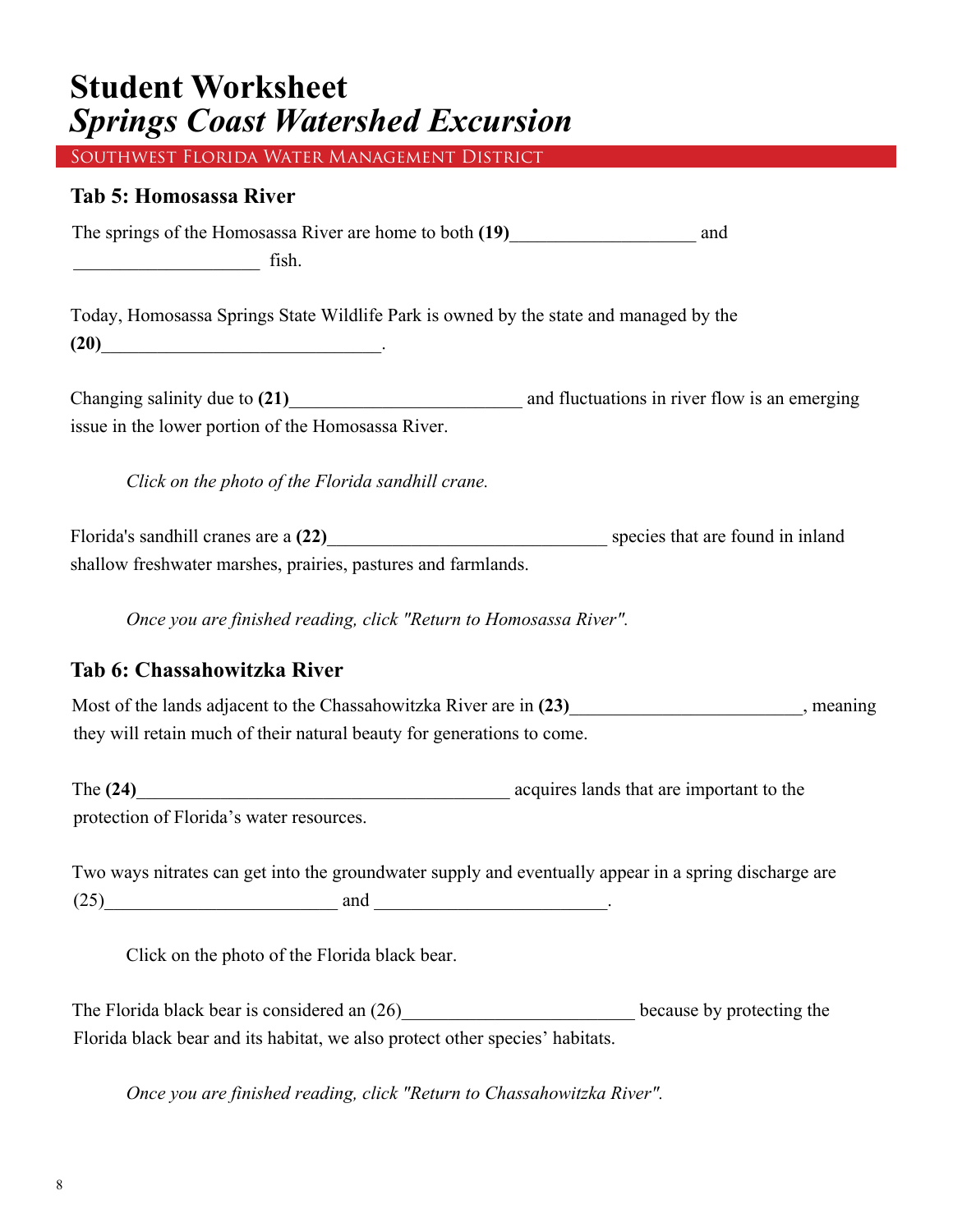# Student Worksheet
## *Springs Coast Watershed Excursion*

Southwest Florida Water Management District

### Tab 5: Homosassa River

The springs of the Homosassa River are home to both **(19)**____________________ and ____________________ fish.

Today, Homosassa Springs State Wildlife Park is owned by the state and managed by the **(20)**______________________________.

Changing salinity due to **(21)**_________________________ and fluctuations in river flow is an emerging issue in the lower portion of the Homosassa River.

*Click on the photo of the Florida sandhill crane.*

Florida's sandhill cranes are a **(22)**______________________________ species that are found in inland shallow freshwater marshes, prairies, pastures and farmlands.

*Once you are finished reading, click "Return to Homosassa River".*

### Tab 6: Chassahowitzka River

Most of the lands adjacent to the Chassahowitzka River are in **(23)**_________________________, meaning they will retain much of their natural beauty for generations to come.

The **(24)**________________________________________ acquires lands that are important to the protection of Florida's water resources.

Two ways nitrates can get into the groundwater supply and eventually appear in a spring discharge are (25)_________________________ and _________________________.

Click on the photo of the Florida black bear.

The Florida black bear is considered an (26)_________________________ because by protecting the Florida black bear and its habitat, we also protect other species' habitats.

*Once you are finished reading, click "Return to Chassahowitzka River".*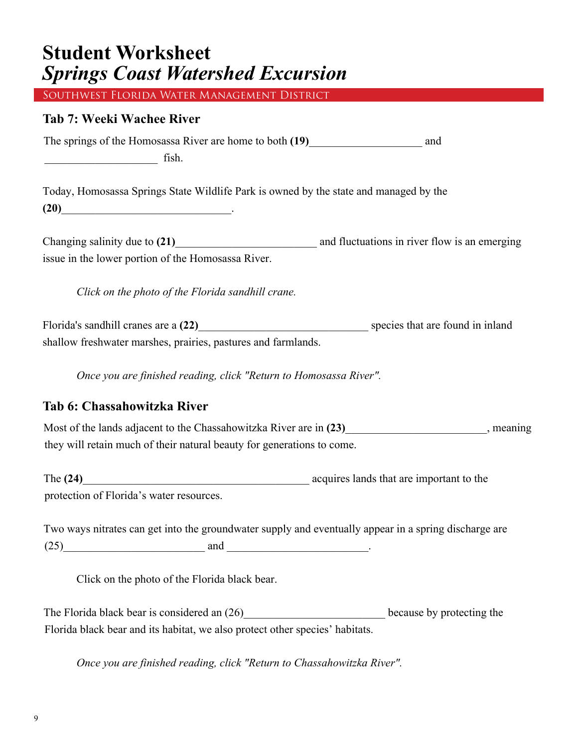# Student Worksheet
## *Springs Coast Watershed Excursion*

Southwest Florida Water Management District

### Tab 7: Weeki Wachee River

The springs of the Homosassa River are home to both **(19)**____________________ and ____________________ fish.

Today, Homosassa Springs State Wildlife Park is owned by the state and managed by the **(20)**______________________________.

Changing salinity due to **(21)**_________________________ and fluctuations in river flow is an emerging issue in the lower portion of the Homosassa River.

*Click on the photo of the Florida sandhill crane.*

Florida's sandhill cranes are a **(22)**______________________________ species that are found in inland shallow freshwater marshes, prairies, pastures and farmlands.

*Once you are finished reading, click "Return to Homosassa River".*

### Tab 6: Chassahowitzka River

Most of the lands adjacent to the Chassahowitzka River are in **(23)**_________________________, meaning they will retain much of their natural beauty for generations to come.

The **(24)**________________________________________ acquires lands that are important to the protection of Florida's water resources.

Two ways nitrates can get into the groundwater supply and eventually appear in a spring discharge are (25)_________________________ and _________________________.

Click on the photo of the Florida black bear.

The Florida black bear is considered an (26)_________________________ because by protecting the Florida black bear and its habitat, we also protect other species' habitats.

*Once you are finished reading, click "Return to Chassahowitzka River".*